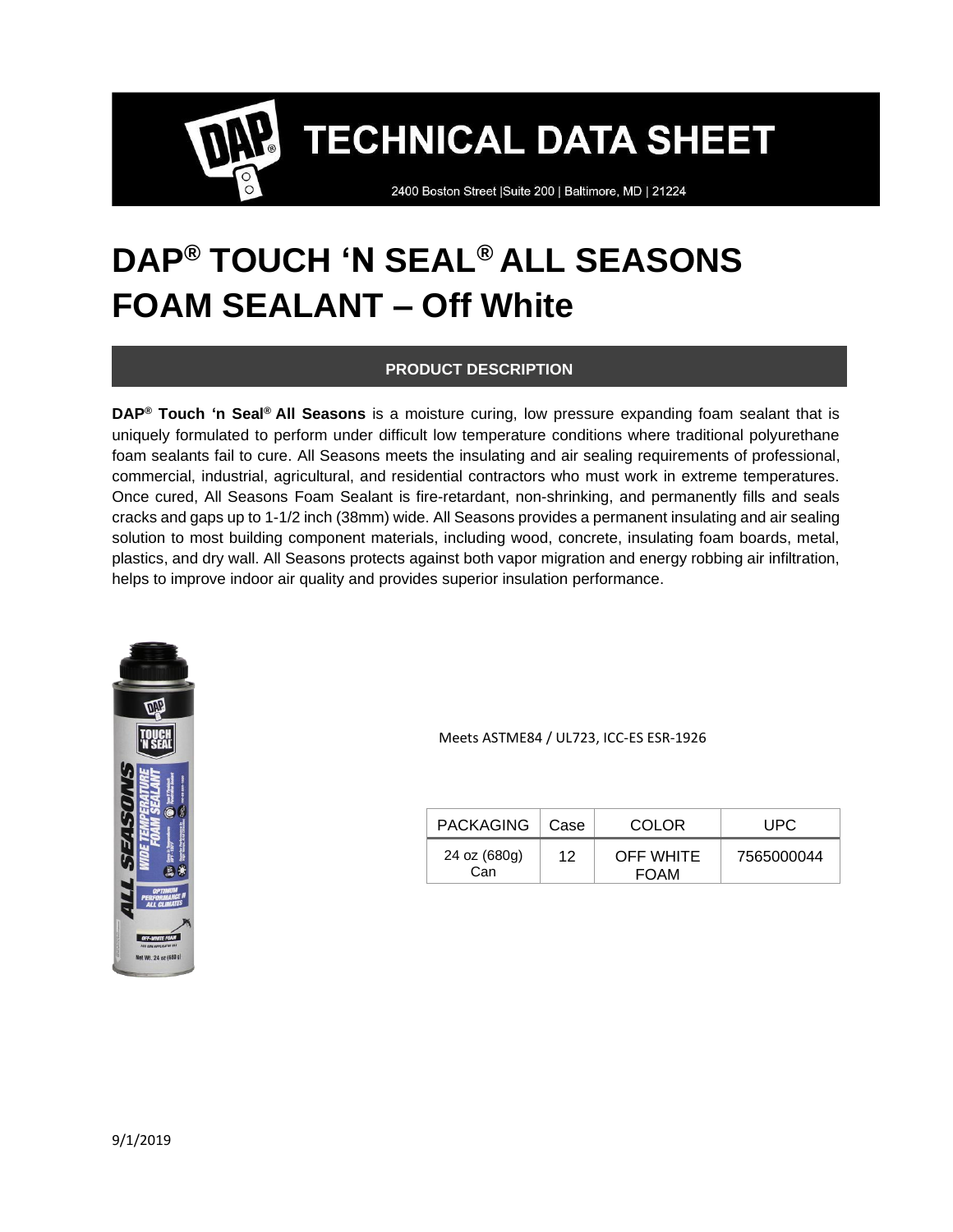# TECHNICAL DATA SHEET

2400 Boston Street |Suite 200 | Baltimore, MD | 21224

# DAP® TOUCH 'N SEAL® ALL SEASONS FOAM SEALANT – Off White

## PRODUCT DESCRIPTION

**DAP® Touch 'n Seal® All Seasons** is a moisture curing, low pressure expanding foam sealant that is uniquely formulated to perform under difficult low temperature conditions where traditional polyurethane foam sealants fail to cure. All Seasons meets the insulating and air sealing requirements of professional, commercial, industrial, agricultural, and residential contractors who must work in extreme temperatures. Once cured, All Seasons Foam Sealant is fire-retardant, non-shrinking, and permanently fills and seals cracks and gaps up to 1-1/2 inch (38mm) wide. All Seasons provides a permanent insulating and air sealing solution to most building component materials, including wood, concrete, insulating foam boards, metal, plastics, and dry wall. All Seasons protects against both vapor migration and energy robbing air infiltration, helps to improve indoor air quality and provides superior insulation performance.

Meets ASTME84 / UL723, ICC-ES ESR-1926

| PACKAGING | Case | COLOR | UPC |
|---|---|---|---|
| 24 oz (680g) Can | 12 | OFF WHITE FOAM | 7565000044 |

9/1/2019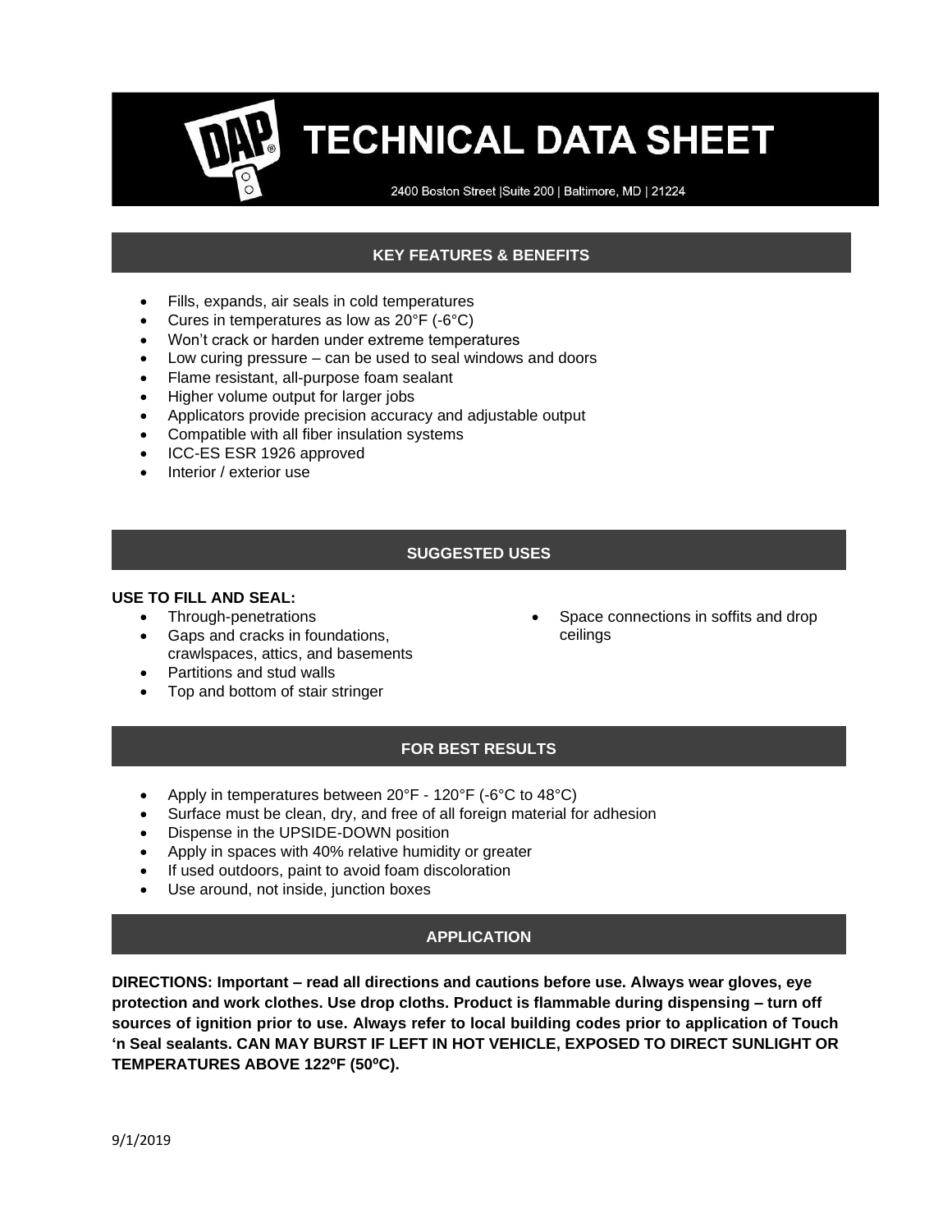# TECHNICAL DATA SHEET

2400 Boston Street |Suite 200 | Baltimore, MD | 21224

## KEY FEATURES & BENEFITS

- Fills, expands, air seals in cold temperatures
- Cures in temperatures as low as 20°F (-6°C)
- Won't crack or harden under extreme temperatures
- Low curing pressure – can be used to seal windows and doors
- Flame resistant, all-purpose foam sealant
- Higher volume output for larger jobs
- Applicators provide precision accuracy and adjustable output
- Compatible with all fiber insulation systems
- ICC-ES ESR 1926 approved
- Interior / exterior use

## SUGGESTED USES

**USE TO FILL AND SEAL:**

- Through-penetrations
- Gaps and cracks in foundations, crawlspaces, attics, and basements
- Partitions and stud walls
- Top and bottom of stair stringer
- Space connections in soffits and drop ceilings

## FOR BEST RESULTS

- Apply in temperatures between 20°F - 120°F (-6°C to 48°C)
- Surface must be clean, dry, and free of all foreign material for adhesion
- Dispense in the UPSIDE-DOWN position
- Apply in spaces with 40% relative humidity or greater
- If used outdoors, paint to avoid foam discoloration
- Use around, not inside, junction boxes

## APPLICATION

**DIRECTIONS: Important – read all directions and cautions before use. Always wear gloves, eye protection and work clothes. Use drop cloths. Product is flammable during dispensing – turn off sources of ignition prior to use. Always refer to local building codes prior to application of Touch 'n Seal sealants. CAN MAY BURST IF LEFT IN HOT VEHICLE, EXPOSED TO DIRECT SUNLIGHT OR TEMPERATURES ABOVE 122ºF (50ºC).**

9/1/2019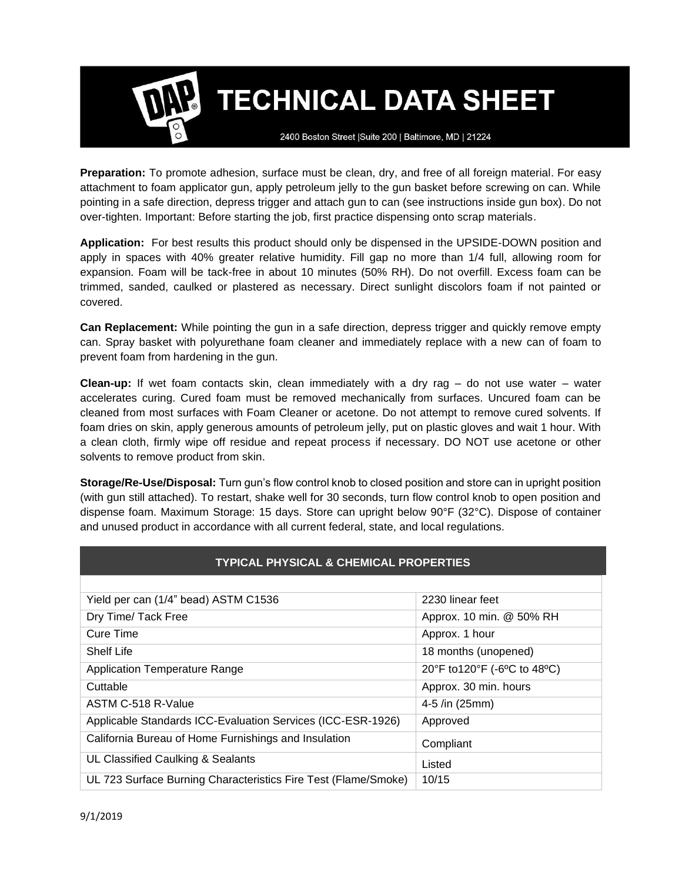# TECHNICAL DATA SHEET

2400 Boston Street |Suite 200 | Baltimore, MD | 21224

**Preparation:** To promote adhesion, surface must be clean, dry, and free of all foreign material. For easy attachment to foam applicator gun, apply petroleum jelly to the gun basket before screwing on can. While pointing in a safe direction, depress trigger and attach gun to can (see instructions inside gun box). Do not over-tighten. Important: Before starting the job, first practice dispensing onto scrap materials.

**Application:** For best results this product should only be dispensed in the UPSIDE-DOWN position and apply in spaces with 40% greater relative humidity. Fill gap no more than 1/4 full, allowing room for expansion. Foam will be tack-free in about 10 minutes (50% RH). Do not overfill. Excess foam can be trimmed, sanded, caulked or plastered as necessary. Direct sunlight discolors foam if not painted or covered.

**Can Replacement:** While pointing the gun in a safe direction, depress trigger and quickly remove empty can. Spray basket with polyurethane foam cleaner and immediately replace with a new can of foam to prevent foam from hardening in the gun.

**Clean-up:** If wet foam contacts skin, clean immediately with a dry rag – do not use water – water accelerates curing. Cured foam must be removed mechanically from surfaces. Uncured foam can be cleaned from most surfaces with Foam Cleaner or acetone. Do not attempt to remove cured solvents. If foam dries on skin, apply generous amounts of petroleum jelly, put on plastic gloves and wait 1 hour. With a clean cloth, firmly wipe off residue and repeat process if necessary. DO NOT use acetone or other solvents to remove product from skin.

**Storage/Re-Use/Disposal:** Turn gun's flow control knob to closed position and store can in upright position (with gun still attached). To restart, shake well for 30 seconds, turn flow control knob to open position and dispense foam. Maximum Storage: 15 days. Store can upright below 90°F (32°C). Dispose of container and unused product in accordance with all current federal, state, and local regulations.

| TYPICAL PHYSICAL & CHEMICAL PROPERTIES | |
|---|---|
| Yield per can (1/4" bead) ASTM C1536 | 2230 linear feet |
| Dry Time/ Tack Free | Approx. 10 min. @ 50% RH |
| Cure Time | Approx. 1 hour |
| Shelf Life | 18 months (unopened) |
| Application Temperature Range | 20°F to120°F (-6ºC to 48ºC) |
| Cuttable | Approx. 30 min. hours |
| ASTM C-518 R-Value | 4-5 /in (25mm) |
| Applicable Standards ICC-Evaluation Services (ICC-ESR-1926) | Approved |
| California Bureau of Home Furnishings and Insulation | Compliant |
| UL Classified Caulking & Sealants | Listed |
| UL 723 Surface Burning Characteristics Fire Test (Flame/Smoke) | 10/15 |

9/1/2019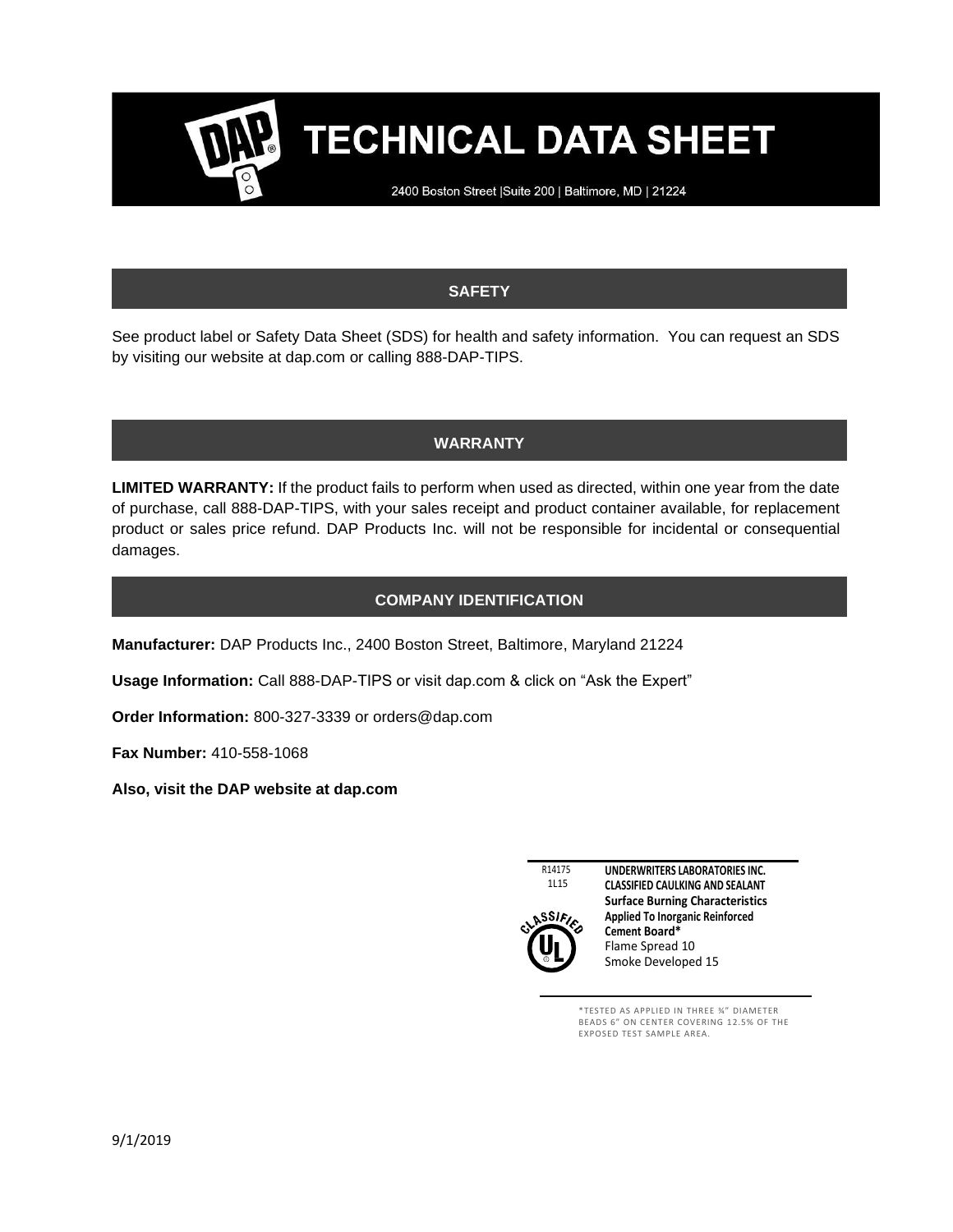# TECHNICAL DATA SHEET

2400 Boston Street |Suite 200 | Baltimore, MD | 21224

## SAFETY

See product label or Safety Data Sheet (SDS) for health and safety information. You can request an SDS by visiting our website at dap.com or calling 888-DAP-TIPS.

## WARRANTY

**LIMITED WARRANTY:** If the product fails to perform when used as directed, within one year from the date of purchase, call 888-DAP-TIPS, with your sales receipt and product container available, for replacement product or sales price refund. DAP Products Inc. will not be responsible for incidental or consequential damages.

## COMPANY IDENTIFICATION

**Manufacturer:** DAP Products Inc., 2400 Boston Street, Baltimore, Maryland 21224

**Usage Information:** Call 888-DAP-TIPS or visit dap.com & click on "Ask the Expert"

**Order Information:** 800-327-3339 or orders@dap.com

**Fax Number:** 410-558-1068

**Also, visit the DAP website at dap.com**

R14175
1L15

CLASSIFIED UL

**UNDERWRITERS LABORATORIES INC.**
**CLASSIFIED CAULKING AND SEALANT**
**Surface Burning Characteristics**
**Applied To Inorganic Reinforced Cement Board***
Flame Spread 10
Smoke Developed 15

*TESTED AS APPLIED IN THREE ¾" DIAMETER BEADS 6" ON CENTER COVERING 12.5% OF THE EXPOSED TEST SAMPLE AREA.

9/1/2019